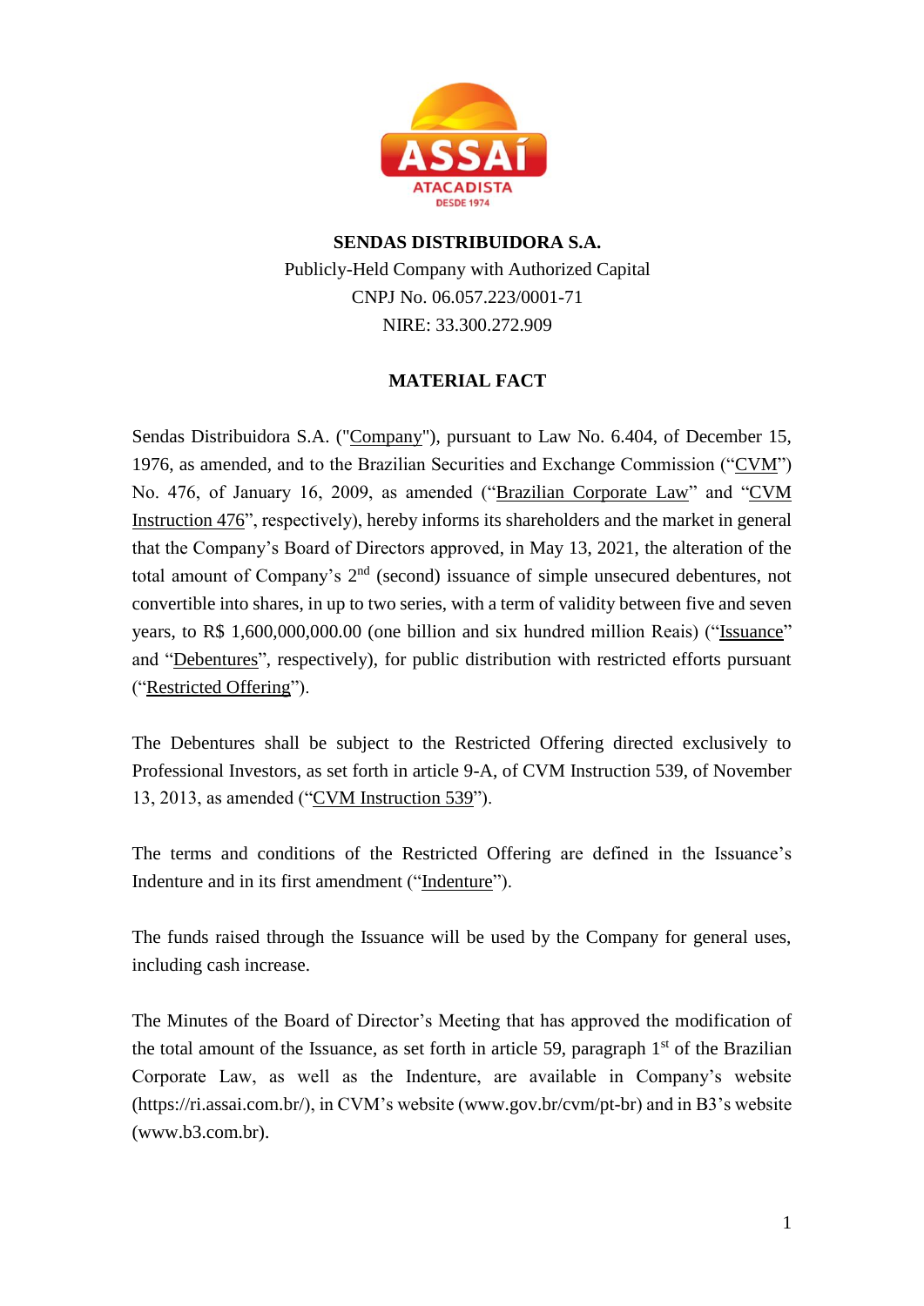**SENDAS DISTRIBUIDORA S.A.**

Publicly-Held Company with Authorized Capital

CNPJ No. 06.057.223/0001-71

NIRE: 33.300.272.909

**MATERIAL FACT**

Sendas Distribuidora S.A. ("Company"), pursuant to Law No. 6.404, of December 15, 1976, as amended, and to the Brazilian Securities and Exchange Commission ("CVM") No. 476, of January 16, 2009, as amended ("Brazilian Corporate Law" and "CVM Instruction 476", respectively), hereby informs its shareholders and the market in general that the Company's Board of Directors approved, in May 13, 2021, the alteration of the total amount of Company's 2nd (second) issuance of simple unsecured debentures, not convertible into shares, in up to two series, with a term of validity between five and seven years, to R$ 1,600,000,000.00 (one billion and six hundred million Reais) ("Issuance" and "Debentures", respectively), for public distribution with restricted efforts pursuant ("Restricted Offering").

The Debentures shall be subject to the Restricted Offering directed exclusively to Professional Investors, as set forth in article 9-A, of CVM Instruction 539, of November 13, 2013, as amended ("CVM Instruction 539").

The terms and conditions of the Restricted Offering are defined in the Issuance's Indenture and in its first amendment ("Indenture").

The funds raised through the Issuance will be used by the Company for general uses, including cash increase.

The Minutes of the Board of Director's Meeting that has approved the modification of the total amount of the Issuance, as set forth in article 59, paragraph 1st of the Brazilian Corporate Law, as well as the Indenture, are available in Company's website (https://ri.assai.com.br/), in CVM's website (www.gov.br/cvm/pt-br) and in B3's website (www.b3.com.br).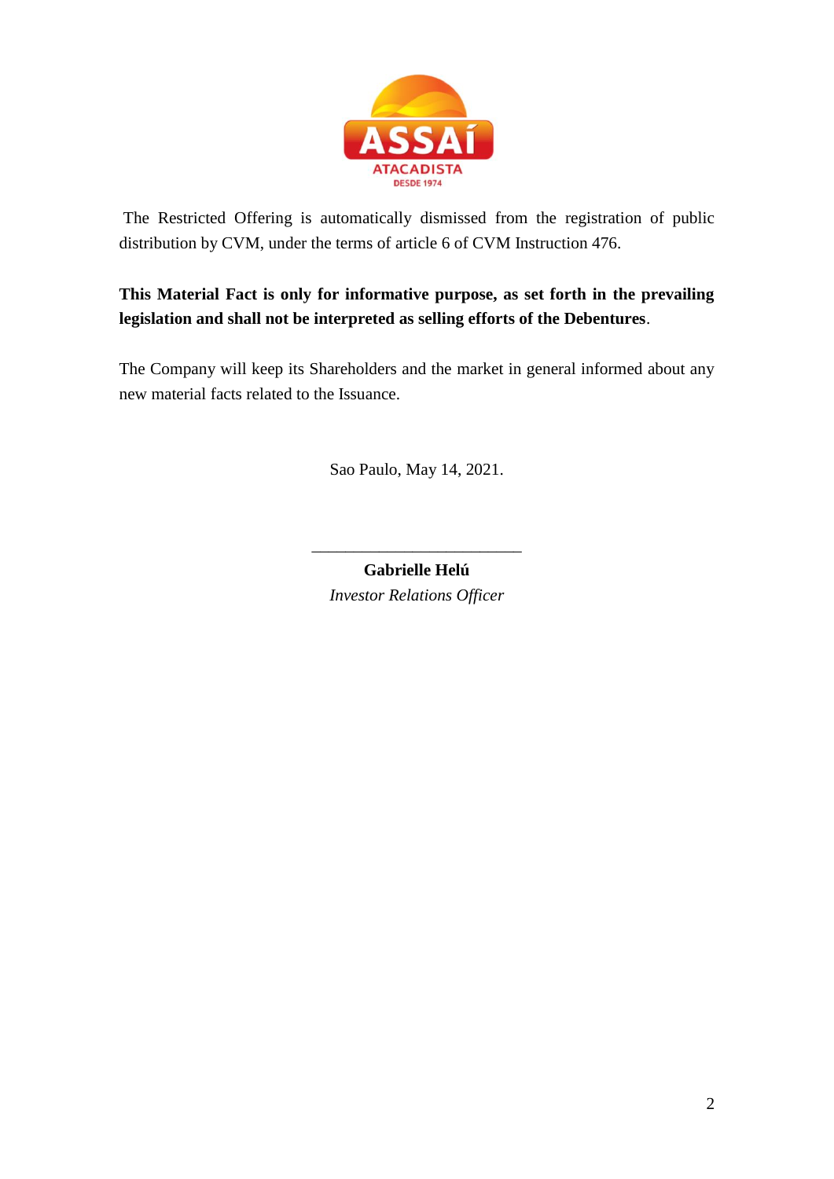The Restricted Offering is automatically dismissed from the registration of public distribution by CVM, under the terms of article 6 of CVM Instruction 476.

**This Material Fact is only for informative purpose, as set forth in the prevailing legislation and shall not be interpreted as selling efforts of the Debentures**.

The Company will keep its Shareholders and the market in general informed about any new material facts related to the Issuance.

Sao Paulo, May 14, 2021.

\_\_\_\_\_\_\_\_\_\_\_\_\_\_\_\_\_\_\_\_\_\_\_\_\_\_

**Gabrielle Helú**

*Investor Relations Officer*